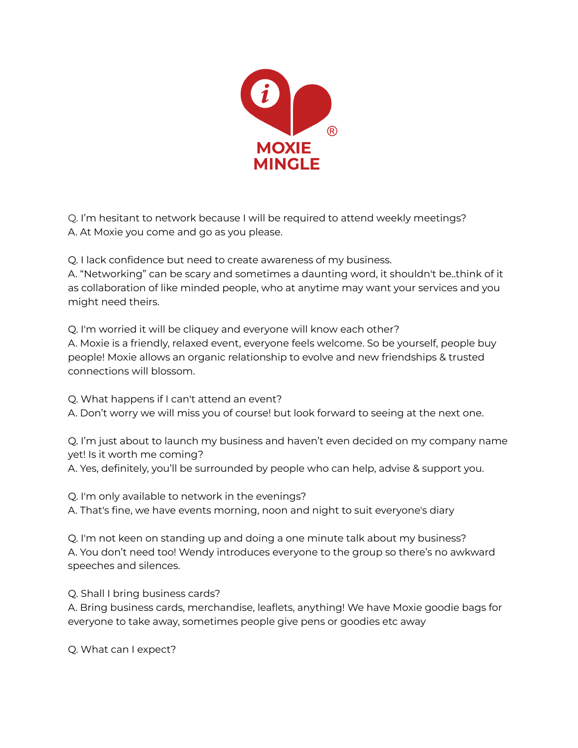MOXIE MINGLE

Q. I'm hesitant to network because I will be required to attend weekly meetings?
A. At Moxie you come and go as you please.

Q. I lack confidence but need to create awareness of my business.
A. "Networking" can be scary and sometimes a daunting word, it shouldn't be..think of it as collaboration of like minded people, who at anytime may want your services and you might need theirs.

Q. I'm worried it will be cliquey and everyone will know each other?
A. Moxie is a friendly, relaxed event, everyone feels welcome. So be yourself, people buy people! Moxie allows an organic relationship to evolve and new friendships & trusted connections will blossom.

Q. What happens if I can't attend an event?
A. Don't worry we will miss you of course! but look forward to seeing at the next one.

Q. I'm just about to launch my business and haven't even decided on my company name yet! Is it worth me coming?
A. Yes, definitely, you'll be surrounded by people who can help, advise & support you.

Q. I'm only available to network in the evenings?
A. That's fine, we have events morning, noon and night to suit everyone's diary

Q. I'm not keen on standing up and doing a one minute talk about my business?
A. You don't need too! Wendy introduces everyone to the group so there's no awkward speeches and silences.

Q. Shall I bring business cards?
A. Bring business cards, merchandise, leaflets, anything! We have Moxie goodie bags for everyone to take away, sometimes people give pens or goodies etc away

Q. What can I expect?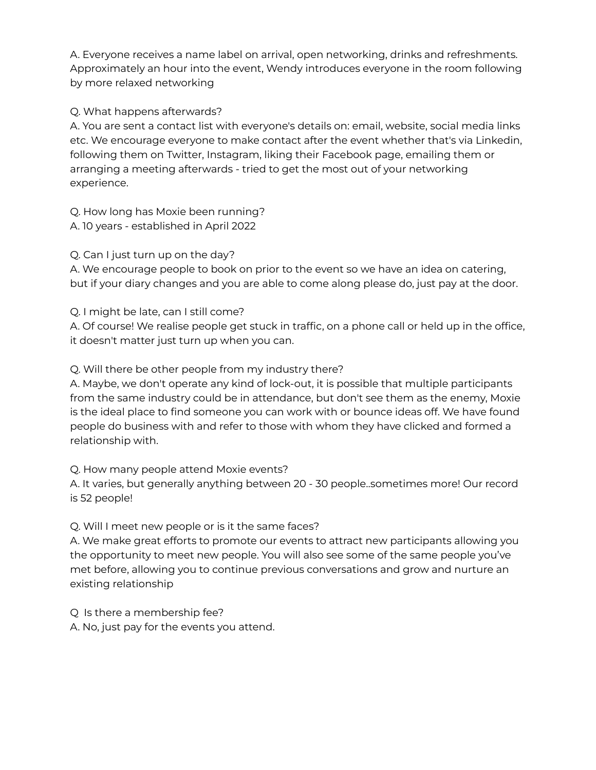A. Everyone receives a name label on arrival, open networking, drinks and refreshments. Approximately an hour into the event, Wendy introduces everyone in the room following by more relaxed networking

Q. What happens afterwards?
A. You are sent a contact list with everyone's details on: email, website, social media links etc. We encourage everyone to make contact after the event whether that's via Linkedin, following them on Twitter, Instagram, liking their Facebook page, emailing them or arranging a meeting afterwards - tried to get the most out of your networking experience.

Q. How long has Moxie been running?
A. 10 years - established in April 2022

Q. Can I just turn up on the day?
A. We encourage people to book on prior to the event so we have an idea on catering, but if your diary changes and you are able to come along please do, just pay at the door.

Q. I might be late, can I still come?
A. Of course! We realise people get stuck in traffic, on a phone call or held up in the office, it doesn't matter just turn up when you can.

Q. Will there be other people from my industry there?
A. Maybe, we don't operate any kind of lock-out, it is possible that multiple participants from the same industry could be in attendance, but don't see them as the enemy, Moxie is the ideal place to find someone you can work with or bounce ideas off. We have found people do business with and refer to those with whom they have clicked and formed a relationship with.

Q. How many people attend Moxie events?
A. It varies, but generally anything between 20 - 30 people..sometimes more! Our record is 52 people!

Q. Will I meet new people or is it the same faces?
A. We make great efforts to promote our events to attract new participants allowing you the opportunity to meet new people. You will also see some of the same people you've met before, allowing you to continue previous conversations and grow and nurture an existing relationship

Q  Is there a membership fee?
A. No, just pay for the events you attend.